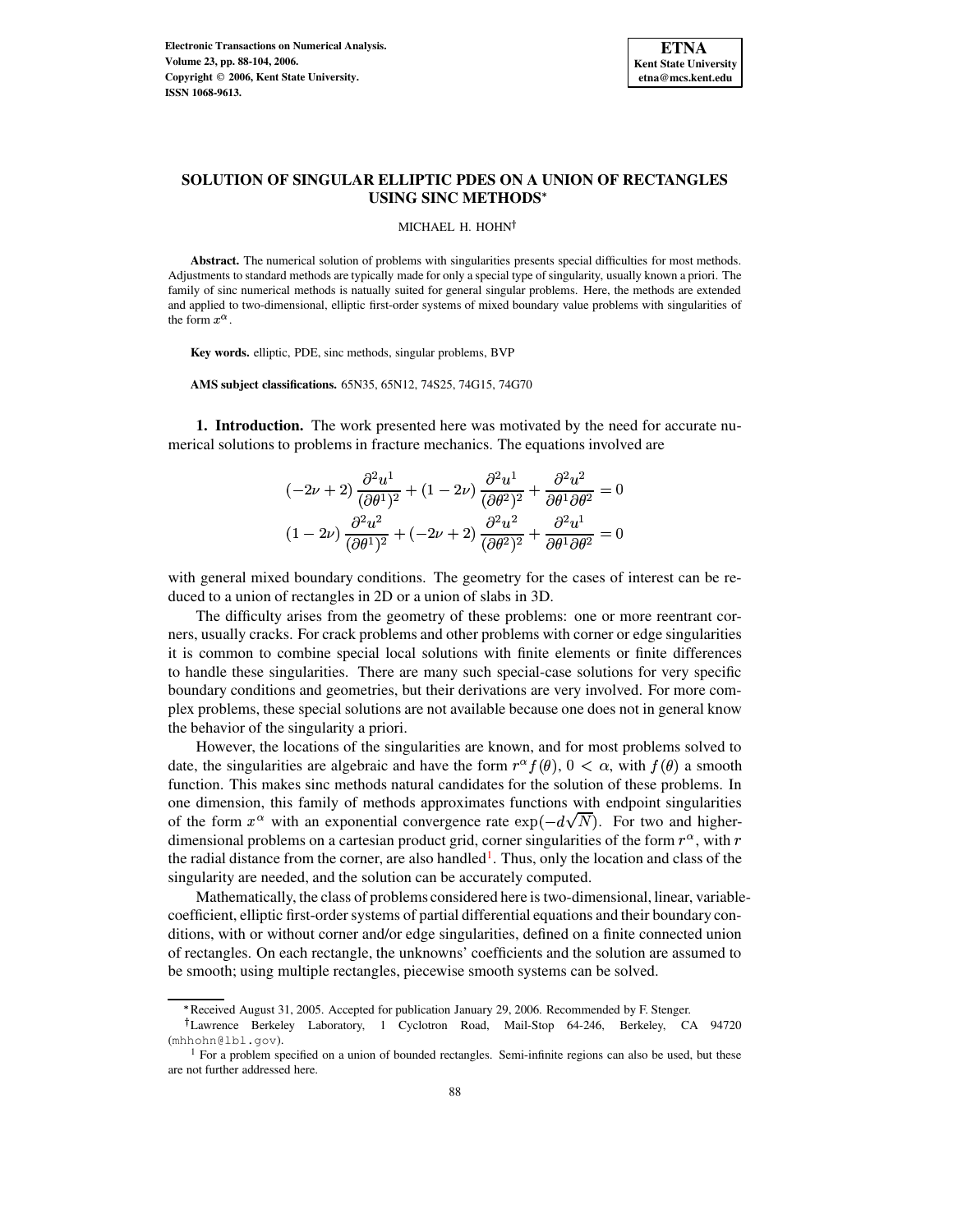# SOLUTION OF SINGULAR ELLIPTIC PDES ON A UNION OF RECTANGLES USING SINC METHODS*

MICHAEL H. HOHN†

**Abstract.** The numerical solution of problems with singularities presents special difficulties for most methods. Adjustments to standard methods are typically made for only a special type of singularity, usually known a priori. The family of sinc numerical methods is natually suited for general singular problems. Here, the methods are extended and applied to two-dimensional, elliptic first-order systems of mixed boundary value problems with singularities of the form $x^{\alpha}$.

**Key words.** elliptic, PDE, sinc methods, singular problems, BVP

**AMS subject classifications.** 65N35, 65N12, 74S25, 74G15, 74G70

## 1. Introduction.

The work presented here was motivated by the need for accurate numerical solutions to problems in fracture mechanics. The equations involved are

$$
\begin{aligned}
(-2\nu + 2)\,\frac{\partial^2 u^1}{(\partial\theta^1)^2} + (1 - 2\nu)\,\frac{\partial^2 u^1}{(\partial\theta^2)^2} + \frac{\partial^2 u^2}{\partial\theta^1 \partial\theta^2} = 0 \\
(1 - 2\nu)\,\frac{\partial^2 u^2}{(\partial\theta^1)^2} + (-2\nu + 2)\,\frac{\partial^2 u^2}{(\partial\theta^2)^2} + \frac{\partial^2 u^1}{\partial\theta^1 \partial\theta^2} = 0
\end{aligned}
$$

with general mixed boundary conditions. The geometry for the cases of interest can be reduced to a union of rectangles in 2D or a union of slabs in 3D.

The difficulty arises from the geometry of these problems: one or more reentrant corners, usually cracks. For crack problems and other problems with corner or edge singularities it is common to combine special local solutions with finite elements or finite differences to handle these singularities. There are many such special-case solutions for very specific boundary conditions and geometries, but their derivations are very involved. For more complex problems, these special solutions are not available because one does not in general know the behavior of the singularity a priori.

However, the locations of the singularities are known, and for most problems solved to date, the singularities are algebraic and have the form $r^{\alpha} f(\theta)$, $0 < \alpha$, with $f(\theta)$ a smooth function. This makes sinc methods natural candidates for the solution of these problems. In one dimension, this family of methods approximates functions with endpoint singularities of the form $x^{\alpha}$ with an exponential convergence rate $\exp(-d\sqrt{N})$. For two and higher-dimensional problems on a cartesian product grid, corner singularities of the form $r^{\alpha}$, with $r$ the radial distance from the corner, are also handled[1]. Thus, only the location and class of the singularity are needed, and the solution can be accurately computed.

Mathematically, the class of problems considered here is two-dimensional, linear, variable-coefficient, elliptic first-order systems of partial differential equations and their boundary conditions, with or without corner and/or edge singularities, defined on a finite connected union of rectangles. On each rectangle, the unknowns' coefficients and the solution are assumed to be smooth; using multiple rectangles, piecewise smooth systems can be solved.

---

*Received August 31, 2005. Accepted for publication January 29, 2006. Recommended by F. Stenger.

†Lawrence Berkeley Laboratory, 1 Cyclotron Road, Mail-Stop 64-246, Berkeley, CA 94720 (mhhohn@lbl.gov).

[1] For a problem specified on a union of bounded rectangles. Semi-infinite regions can also be used, but these are not further addressed here.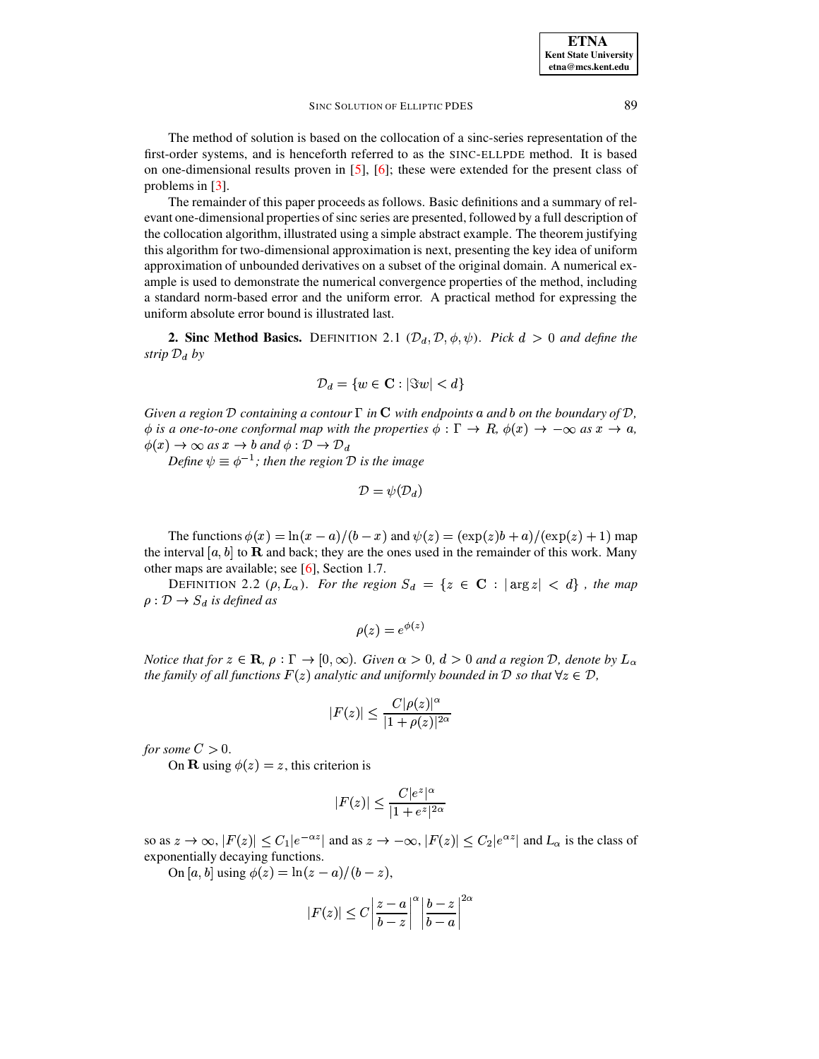The method of solution is based on the collocation of a sinc-series representation of the first-order systems, and is henceforth referred to as the SINC-ELLPDE method. It is based on one-dimensional results proven in [5], [6]; these were extended for the present class of problems in [3].

The remainder of this paper proceeds as follows. Basic definitions and a summary of relevant one-dimensional properties of sinc series are presented, followed by a full description of the collocation algorithm, illustrated using a simple abstract example. The theorem justifying this algorithm for two-dimensional approximation is next, presenting the key idea of uniform approximation of unbounded derivatives on a subset of the original domain. A numerical example is used to demonstrate the numerical convergence properties of the method, including a standard norm-based error and the uniform error. A practical method for expressing the uniform absolute error bound is illustrated last.

**2. Sinc Method Basics.** DEFINITION 2.1 ($\mathcal{D}_d, \mathcal{D}, \phi, \psi$). *Pick $d > 0$ and define the strip $\mathcal{D}_d$ by*

$$\mathcal{D}_d = \{w \in \mathbf{C} : |\Im w| < d\}$$

*Given a region $\mathcal{D}$ containing a contour $\Gamma$ in $\mathbf{C}$ with endpoints $a$ and $b$ on the boundary of $\mathcal{D}$, $\phi$ is a one-to-one conformal map with the properties $\phi : \Gamma \to R$, $\phi(x) \to -\infty$ as $x \to a$, $\phi(x) \to \infty$ as $x \to b$ and $\phi : \mathcal{D} \to \mathcal{D}_d$*

*Define $\psi \equiv \phi^{-1}$; then the region $\mathcal{D}$ is the image*

$$\mathcal{D} = \psi(\mathcal{D}_d)$$

The functions $\phi(x) = \ln(x-a)/(b-x)$ and $\psi(z) = (\exp(z)b + a)/(\exp(z) + 1)$ map the interval $[a, b]$ to $\mathbf{R}$ and back; they are the ones used in the remainder of this work. Many other maps are available; see [6], Section 1.7.

DEFINITION 2.2 ($\rho, L_\alpha$). *For the region $S_d = \{z \in \mathbf{C} : |\arg z| < d\}$ , the map $\rho : \mathcal{D} \to S_d$ is defined as*

$$\rho(z) = e^{\phi(z)}$$

*Notice that for $z \in \mathbf{R}$, $\rho : \Gamma \to [0, \infty)$. Given $\alpha > 0$, $d > 0$ and a region $\mathcal{D}$, denote by $L_\alpha$ the family of all functions $F(z)$ analytic and uniformly bounded in $\mathcal{D}$ so that $\forall z \in \mathcal{D}$,*

$$|F(z)| \leq \frac{C|\rho(z)|^\alpha}{|1+\rho(z)|^{2\alpha}}$$

*for some $C > 0$.*

On $\mathbf{R}$ using $\phi(z) = z$, this criterion is

$$|F(z)| \leq \frac{C|e^z|^\alpha}{|1+e^z|^{2\alpha}}$$

so as $z \to \infty$, $|F(z)| \leq C_1|e^{-\alpha z}|$ and as $z \to -\infty$, $|F(z)| \leq C_2|e^{\alpha z}|$ and $L_\alpha$ is the class of exponentially decaying functions.

On $[a, b]$ using $\phi(z) = \ln(z-a)/(b-z)$,

$$|F(z)| \leq C\left|\frac{z-a}{b-z}\right|^\alpha \left|\frac{b-z}{b-a}\right|^{2\alpha}$$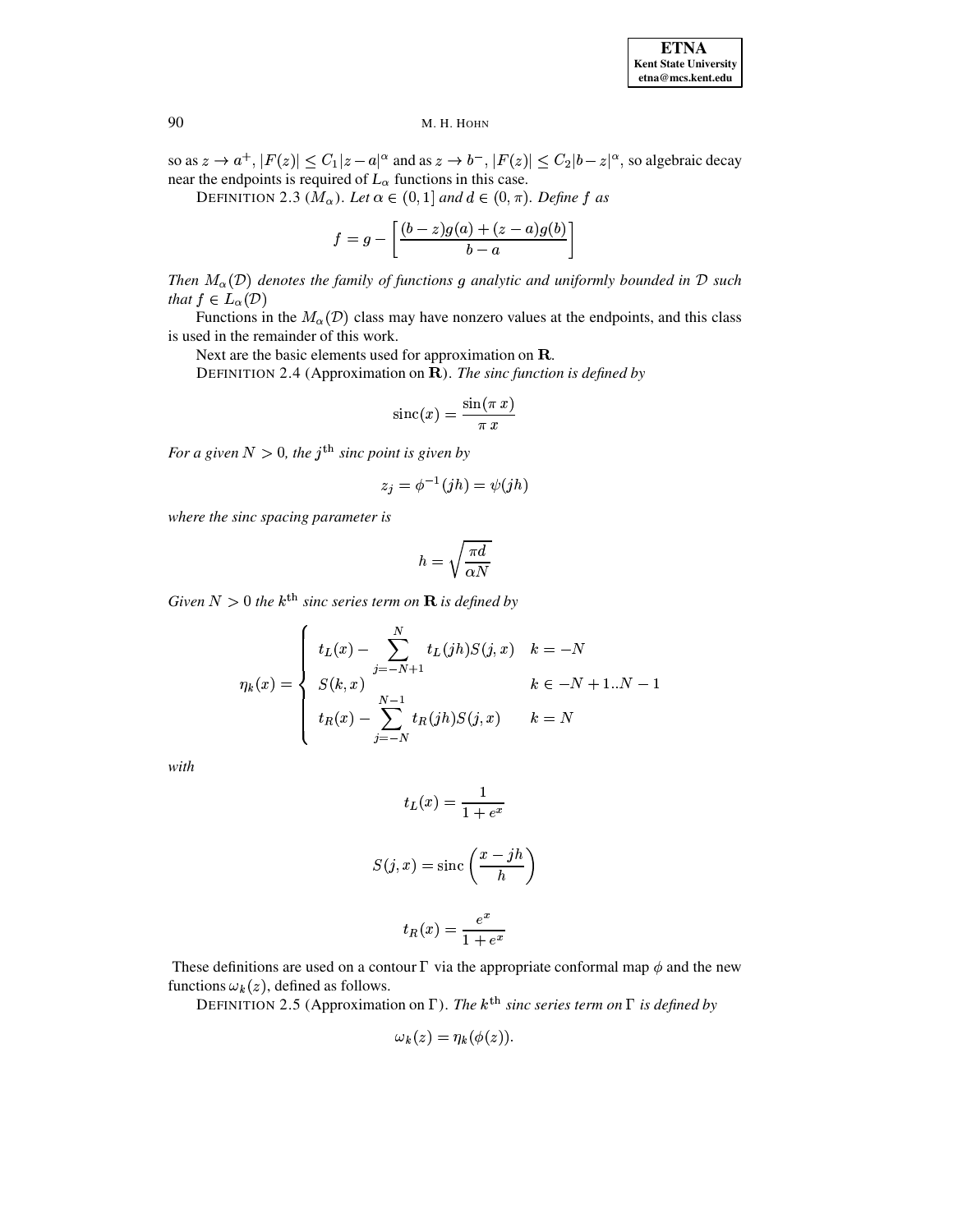so as $z \to a^+$, $|F(z)| \le C_1|z-a|^\alpha$ and as $z \to b^-$, $|F(z)| \le C_2|b-z|^\alpha$, so algebraic decay near the endpoints is required of $L_\alpha$ functions in this case.

DEFINITION 2.3 ($M_\alpha$). *Let $\alpha \in (0,1]$ and $d \in (0,\pi)$. Define $f$ as*

$$f = g - \left[\frac{(b-z)g(a) + (z-a)g(b)}{b-a}\right]$$

*Then $M_\alpha(\mathcal{D})$ denotes the family of functions $g$ analytic and uniformly bounded in $\mathcal{D}$ such that $f \in L_\alpha(\mathcal{D})$*

Functions in the $M_\alpha(\mathcal{D})$ class may have nonzero values at the endpoints, and this class is used in the remainder of this work.

Next are the basic elements used for approximation on $\mathbf{R}$.

DEFINITION 2.4 (Approximation on $\mathbf{R}$). *The sinc function is defined by*

$$\operatorname{sinc}(x) = \frac{\sin(\pi x)}{\pi x}$$

*For a given $N > 0$, the $j^{\text{th}}$ sinc point is given by*

$$z_j = \phi^{-1}(jh) = \psi(jh)$$

*where the sinc spacing parameter is*

$$h = \sqrt{\frac{\pi d}{\alpha N}}$$

*Given $N > 0$ the $k^{\text{th}}$ sinc series term on $\mathbf{R}$ is defined by*

$$\eta_k(x) = \begin{cases} t_L(x) - \displaystyle\sum_{j=-N+1}^{N} t_L(jh) S(j,x) & k = -N \\ S(k,x) & k \in -N+1..N-1 \\ t_R(x) - \displaystyle\sum_{j=-N}^{N-1} t_R(jh) S(j,x) & k = N \end{cases}$$

*with*

$$t_L(x) = \frac{1}{1+e^x}$$

$$S(j,x) = \operatorname{sinc}\left(\frac{x - jh}{h}\right)$$

$$t_R(x) = \frac{e^x}{1+e^x}$$

These definitions are used on a contour $\Gamma$ via the appropriate conformal map $\phi$ and the new functions $\omega_k(z)$, defined as follows.

DEFINITION 2.5 (Approximation on $\Gamma$). *The $k^{\text{th}}$ sinc series term on $\Gamma$ is defined by*

$$\omega_k(z) = \eta_k(\phi(z)).$$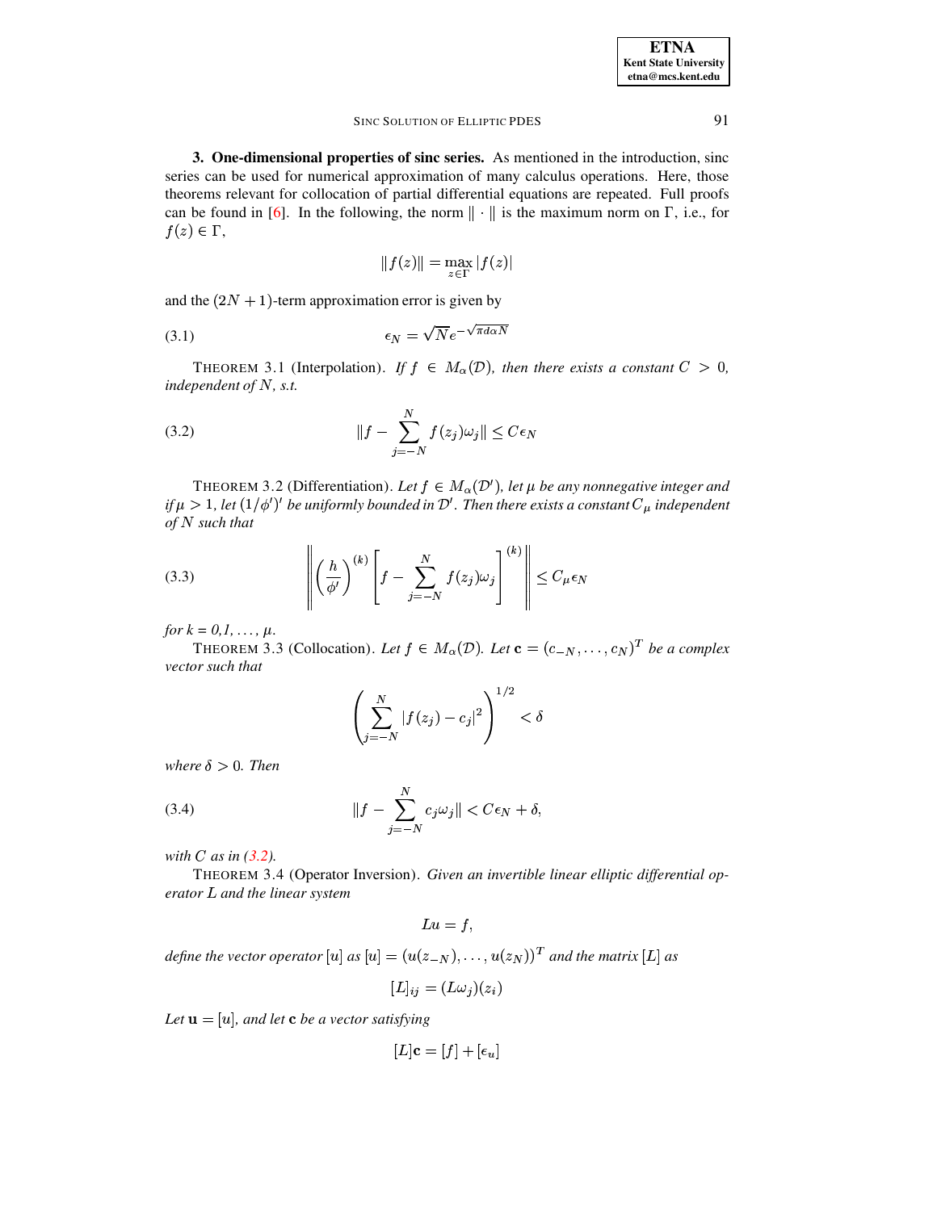## 3. One-dimensional properties of sinc series.

As mentioned in the introduction, sinc series can be used for numerical approximation of many calculus operations. Here, those theorems relevant for collocation of partial differential equations are repeated. Full proofs can be found in [6]. In the following, the norm $\|\cdot\|$ is the maximum norm on $\Gamma$, i.e., for $f(z) \in \Gamma$,

$$\|f(z)\| = \max_{z \in \Gamma} |f(z)|$$

and the $(2N+1)$-term approximation error is given by

$$\epsilon_N = \sqrt{N} e^{-\sqrt{\pi d \alpha N}} \tag{3.1}$$

THEOREM 3.1 (Interpolation). *If $f \in M_\alpha(\mathcal{D})$, then there exists a constant $C > 0$, independent of $N$, s.t.*

$$\|f - \sum_{j=-N}^{N} f(z_j)\omega_j\| \leq C\epsilon_N \tag{3.2}$$

THEOREM 3.2 (Differentiation). *Let $f \in M_\alpha(\mathcal{D}')$, let $\mu$ be any nonnegative integer and if $\mu > 1$, let $(1/\phi')'$ be uniformly bounded in $\mathcal{D}'$. Then there exists a constant $C_\mu$ independent of $N$ such that*

$$\left\| \left(\frac{h}{\phi'}\right)^{(k)} \left[ f - \sum_{j=-N}^{N} f(z_j)\omega_j \right]^{(k)} \right\| \leq C_\mu \epsilon_N \tag{3.3}$$

*for $k = 0, 1, \ldots, \mu$.*

THEOREM 3.3 (Collocation). *Let $f \in M_\alpha(\mathcal{D})$. Let $\mathbf{c} = (c_{-N}, \ldots, c_N)^T$ be a complex vector such that*

$$\left( \sum_{j=-N}^{N} |f(z_j) - c_j|^2 \right)^{1/2} < \delta$$

*where $\delta > 0$. Then*

$$\|f - \sum_{j=-N}^{N} c_j \omega_j\| < C\epsilon_N + \delta, \tag{3.4}$$

*with $C$ as in (3.2).*

THEOREM 3.4 (Operator Inversion). *Given an invertible linear elliptic differential operator $L$ and the linear system*

$$Lu = f,$$

*define the vector operator $[u]$ as $[u] = (u(z_{-N}), \ldots, u(z_N))^T$ and the matrix $[L]$ as*

$$[L]_{ij} = (L\omega_j)(z_i)$$

*Let $\mathbf{u} = [u]$, and let $\mathbf{c}$ be a vector satisfying*

$$[L]\mathbf{c} = [f] + [\epsilon_u]$$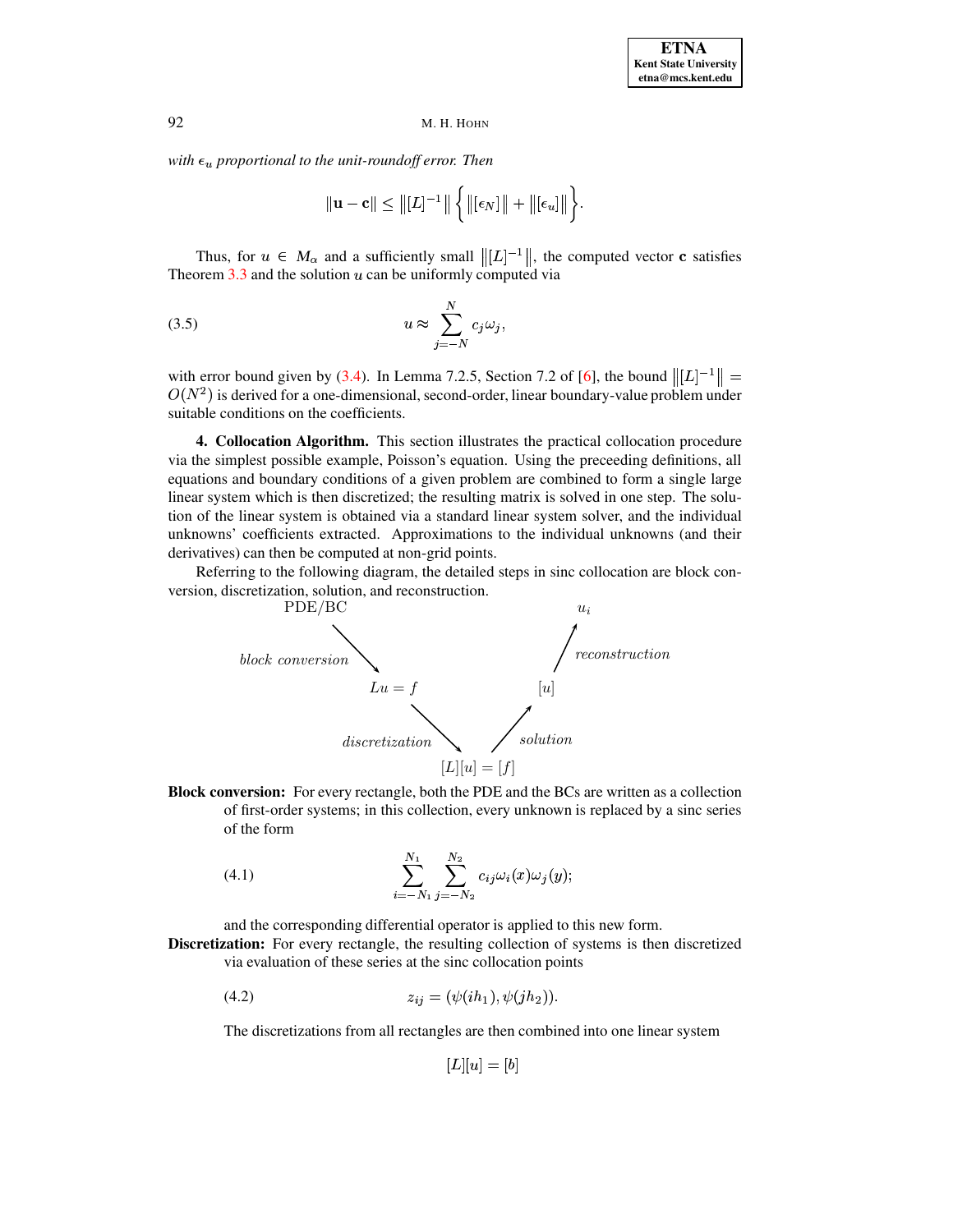*with $\epsilon_u$ proportional to the unit-roundoff error. Then*

$$\|\mathbf{u} - \mathbf{c}\| \leq \left\|[L]^{-1}\right\| \left\{ \left\|[\epsilon_N]\right\| + \left\|[\epsilon_u]\right\| \right\}.$$

Thus, for $u \in M_\alpha$ and a sufficiently small $\left\|[L]^{-1}\right\|$, the computed vector $\mathbf{c}$ satisfies Theorem 3.3 and the solution $u$ can be uniformly computed via

$$u \approx \sum_{j=-N}^{N} c_j \omega_j, \tag{3.5}$$

with error bound given by (3.4). In Lemma 7.2.5, Section 7.2 of [6], the bound $\left\|[L]^{-1}\right\| = O(N^2)$ is derived for a one-dimensional, second-order, linear boundary-value problem under suitable conditions on the coefficients.

**4. Collocation Algorithm.** This section illustrates the practical collocation procedure via the simplest possible example, Poisson's equation. Using the preceeding definitions, all equations and boundary conditions of a given problem are combined to form a single large linear system which is then discretized; the resulting matrix is solved in one step. The solution of the linear system is obtained via a standard linear system solver, and the individual unknowns' coefficients extracted. Approximations to the individual unknowns (and their derivatives) can then be computed at non-grid points.

Referring to the following diagram, the detailed steps in sinc collocation are block conversion, discretization, solution, and reconstruction.

$$\begin{array}{ccccccc}
\text{PDE/BC} & & & & & & u_i \\
& \searrow^{\textit{block conversion}} & & & & \nearrow^{\textit{reconstruction}} & \\
& & Lu = f & & [u] & & \\
& & & \searrow^{\textit{discretization}} \quad \nearrow^{\textit{solution}} & & & \\
& & & [L][u] = [f] & & &
\end{array}$$

**Block conversion:** For every rectangle, both the PDE and the BCs are written as a collection of first-order systems; in this collection, every unknown is replaced by a sinc series of the form

$$\sum_{i=-N_1}^{N_1} \sum_{j=-N_2}^{N_2} c_{ij} \omega_i(x) \omega_j(y); \tag{4.1}$$

and the corresponding differential operator is applied to this new form.

**Discretization:** For every rectangle, the resulting collection of systems is then discretized via evaluation of these series at the sinc collocation points

$$z_{ij} = (\psi(ih_1), \psi(jh_2)). \tag{4.2}$$

The discretizations from all rectangles are then combined into one linear system

$$[L][u] = [b]$$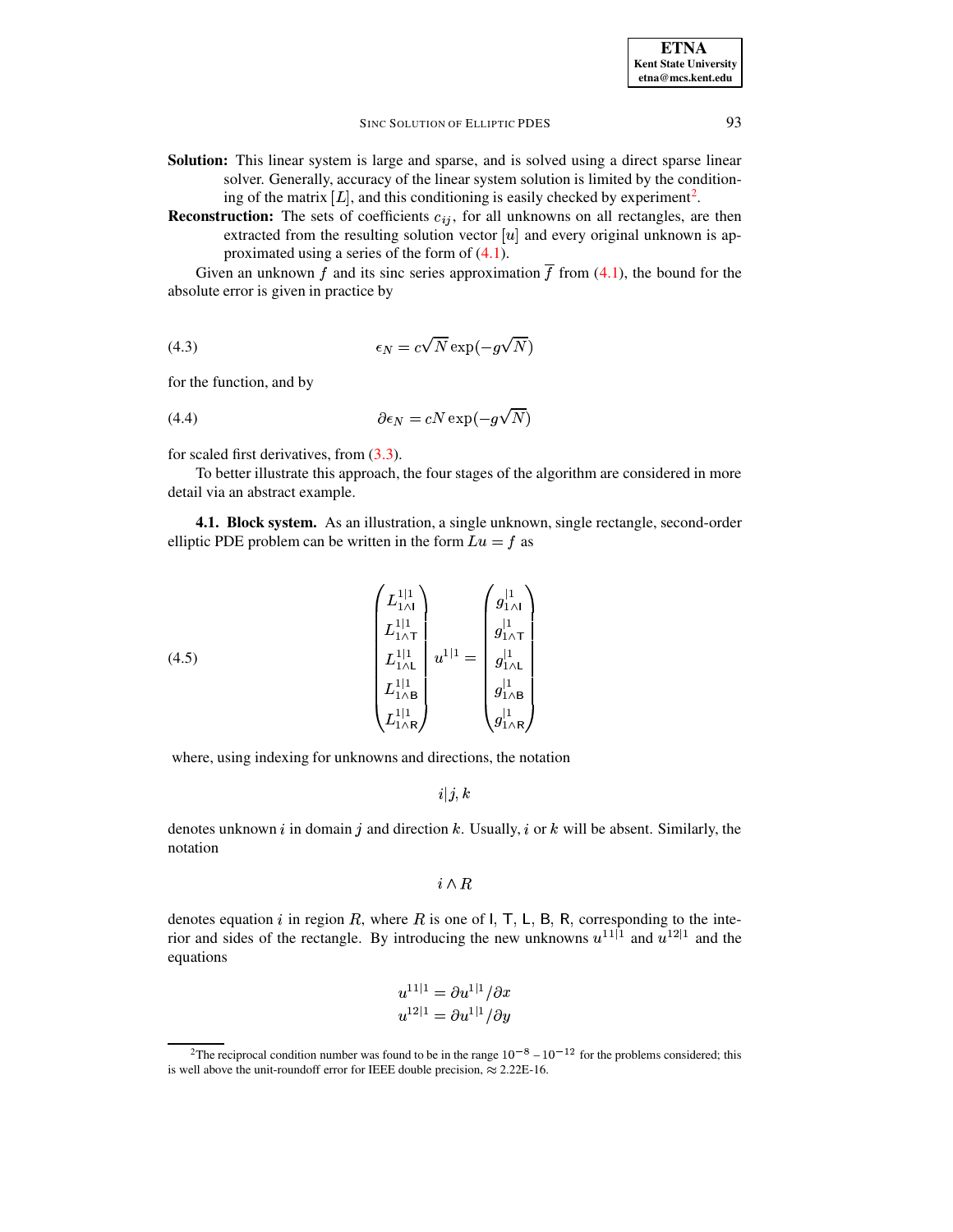**Solution:** This linear system is large and sparse, and is solved using a direct sparse linear solver. Generally, accuracy of the linear system solution is limited by the conditioning of the matrix $[L]$, and this conditioning is easily checked by experiment[2].

**Reconstruction:** The sets of coefficients $c_{ij}$, for all unknowns on all rectangles, are then extracted from the resulting solution vector $[u]$ and every original unknown is approximated using a series of the form of (4.1).

Given an unknown $f$ and its sinc series approximation $\overline{f}$ from (4.1), the bound for the absolute error is given in practice by

$$\epsilon_N = c\sqrt{N}\exp(-g\sqrt{N}) \tag{4.3}$$

for the function, and by

$$\partial\epsilon_N = cN\exp(-g\sqrt{N}) \tag{4.4}$$

for scaled first derivatives, from (3.3).

To better illustrate this approach, the four stages of the algorithm are considered in more detail via an abstract example.

**4.1. Block system.** As an illustration, a single unknown, single rectangle, second-order elliptic PDE problem can be written in the form $Lu = f$ as

$$\begin{pmatrix} L^{1|1}_{1\wedge \mathsf{I}} \\ L^{1|1}_{1\wedge \mathsf{T}} \\ L^{1|1}_{1\wedge \mathsf{L}} \\ L^{1|1}_{1\wedge \mathsf{B}} \\ L^{1|1}_{1\wedge \mathsf{R}} \end{pmatrix} u^{1|1} = \begin{pmatrix} g^{|1}_{1\wedge \mathsf{I}} \\ g^{|1}_{1\wedge \mathsf{T}} \\ g^{|1}_{1\wedge \mathsf{L}} \\ g^{|1}_{1\wedge \mathsf{B}} \\ g^{|1}_{1\wedge \mathsf{R}} \end{pmatrix} \tag{4.5}$$

where, using indexing for unknowns and directions, the notation

$$i|j,k$$

denotes unknown $i$ in domain $j$ and direction $k$. Usually, $i$ or $k$ will be absent. Similarly, the notation

$$i \wedge R$$

denotes equation $i$ in region $R$, where $R$ is one of $\mathsf{I}$, $\mathsf{T}$, $\mathsf{L}$, $\mathsf{B}$, $\mathsf{R}$, corresponding to the interior and sides of the rectangle. By introducing the new unknowns $u^{11|1}$ and $u^{12|1}$ and the equations

$$u^{11|1} = \partial u^{1|1}/\partial x$$
$$u^{12|1} = \partial u^{1|1}/\partial y$$

[2] The reciprocal condition number was found to be in the range $10^{-8} - 10^{-12}$ for the problems considered; this is well above the unit-roundoff error for IEEE double precision, $\approx$ 2.22E-16.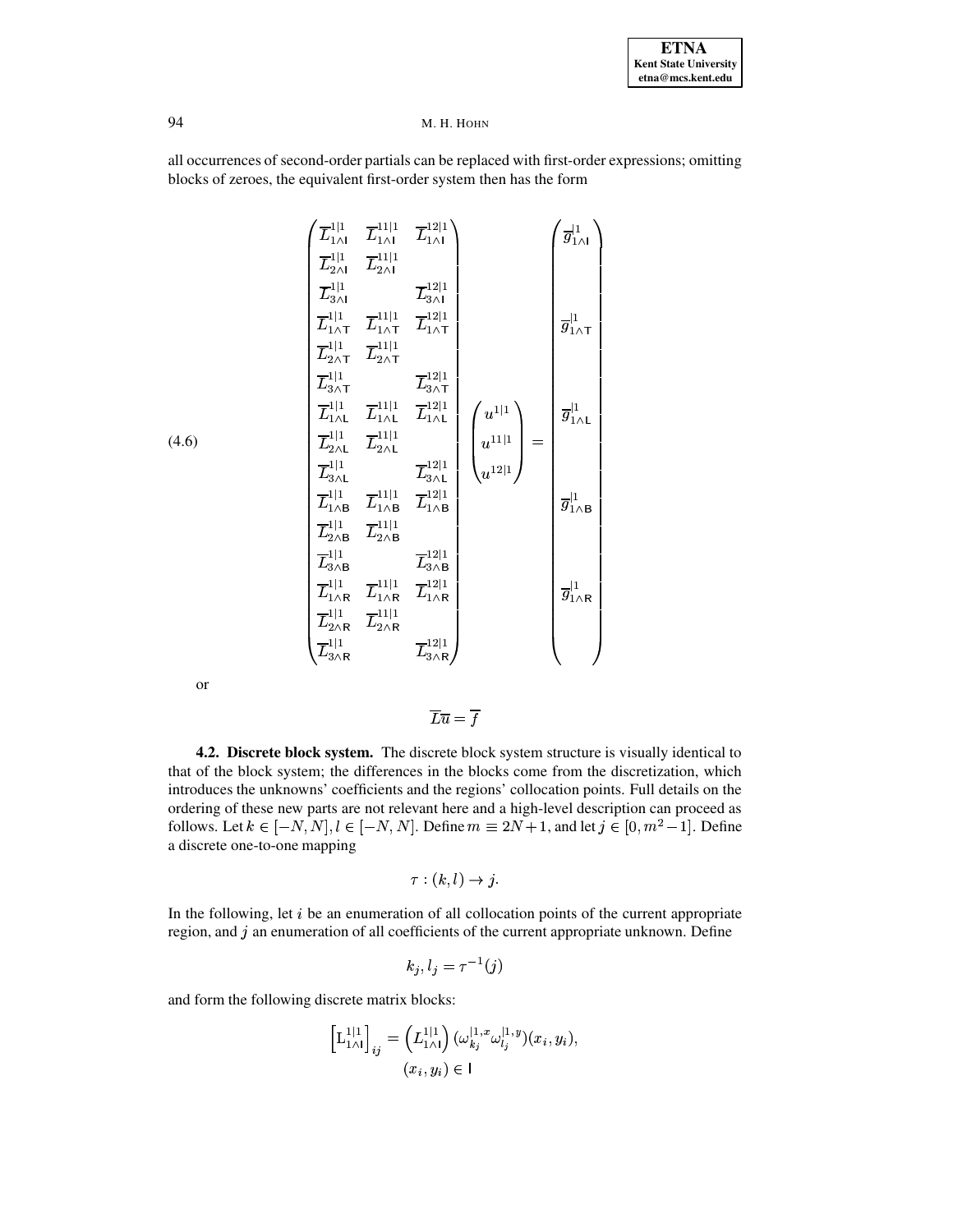all occurrences of second-order partials can be replaced with first-order expressions; omitting blocks of zeroes, the equivalent first-order system then has the form

$$
\begin{pmatrix}
\overline{L}^{1|1}_{1\wedge \mathsf{I}} & \overline{L}^{11|1}_{1\wedge \mathsf{I}} & \overline{L}^{12|1}_{1\wedge \mathsf{I}} \\
\overline{L}^{1|1}_{2\wedge \mathsf{I}} & \overline{L}^{11|1}_{2\wedge \mathsf{I}} & \\
\overline{L}^{1|1}_{3\wedge \mathsf{I}} & & \overline{L}^{12|1}_{3\wedge \mathsf{I}} \\
\overline{L}^{1|1}_{1\wedge \mathsf{T}} & \overline{L}^{11|1}_{1\wedge \mathsf{T}} & \overline{L}^{12|1}_{1\wedge \mathsf{T}} \\
\overline{L}^{1|1}_{2\wedge \mathsf{T}} & \overline{L}^{11|1}_{2\wedge \mathsf{T}} & \\
\overline{L}^{1|1}_{3\wedge \mathsf{T}} & & \overline{L}^{12|1}_{3\wedge \mathsf{T}} \\
\overline{L}^{1|1}_{1\wedge \mathsf{L}} & \overline{L}^{11|1}_{1\wedge \mathsf{L}} & \overline{L}^{12|1}_{1\wedge \mathsf{L}} \\
\overline{L}^{1|1}_{2\wedge \mathsf{L}} & \overline{L}^{11|1}_{2\wedge \mathsf{L}} & \\
\overline{L}^{1|1}_{3\wedge \mathsf{L}} & & \overline{L}^{12|1}_{3\wedge \mathsf{L}} \\
\overline{L}^{1|1}_{1\wedge \mathsf{B}} & \overline{L}^{11|1}_{1\wedge \mathsf{B}} & \overline{L}^{12|1}_{1\wedge \mathsf{B}} \\
\overline{L}^{1|1}_{2\wedge \mathsf{B}} & \overline{L}^{11|1}_{2\wedge \mathsf{B}} & \\
\overline{L}^{1|1}_{3\wedge \mathsf{B}} & & \overline{L}^{12|1}_{3\wedge \mathsf{B}} \\
\overline{L}^{1|1}_{1\wedge \mathsf{R}} & \overline{L}^{11|1}_{1\wedge \mathsf{R}} & \overline{L}^{12|1}_{1\wedge \mathsf{R}} \\
\overline{L}^{1|1}_{2\wedge \mathsf{R}} & \overline{L}^{11|1}_{2\wedge \mathsf{R}} & \\
\overline{L}^{1|1}_{3\wedge \mathsf{R}} & & \overline{L}^{12|1}_{3\wedge \mathsf{R}}
\end{pmatrix}
\begin{pmatrix} u^{1|1} \\ u^{11|1} \\ u^{12|1} \end{pmatrix}
=
\begin{pmatrix}
\overline{g}^{|1}_{1\wedge \mathsf{I}} \\ \\ \\
\overline{g}^{|1}_{1\wedge \mathsf{T}} \\ \\ \\
\overline{g}^{|1}_{1\wedge \mathsf{L}} \\ \\ \\
\overline{g}^{|1}_{1\wedge \mathsf{B}} \\ \\ \\
\overline{g}^{|1}_{1\wedge \mathsf{R}} \\ \\ \\
\end{pmatrix}
\tag{4.6}
$$

or

$$\overline{L}\overline{u} = \overline{f}$$

**4.2. Discrete block system.** The discrete block system structure is visually identical to that of the block system; the differences in the blocks come from the discretization, which introduces the unknowns' coefficients and the regions' collocation points. Full details on the ordering of these new parts are not relevant here and a high-level description can proceed as follows. Let $k \in [-N, N], l \in [-N, N]$. Define $m \equiv 2N+1$, and let $j \in [0, m^2 - 1]$. Define a discrete one-to-one mapping

$$\tau : (k, l) \to j.$$

In the following, let $i$ be an enumeration of all collocation points of the current appropriate region, and $j$ an enumeration of all coefficients of the current appropriate unknown. Define

$$k_j, l_j = \tau^{-1}(j)$$

and form the following discrete matrix blocks:

$$\left[\mathrm{L}^{1|1}_{1\wedge \mathsf{I}}\right]_{ij} = \left(L^{1|1}_{1\wedge \mathsf{I}}\right)(\omega^{|1,x}_{k_j}\omega^{|1,y}_{l_j})(x_i, y_i),$$
$$(x_i, y_i) \in \mathsf{I}$$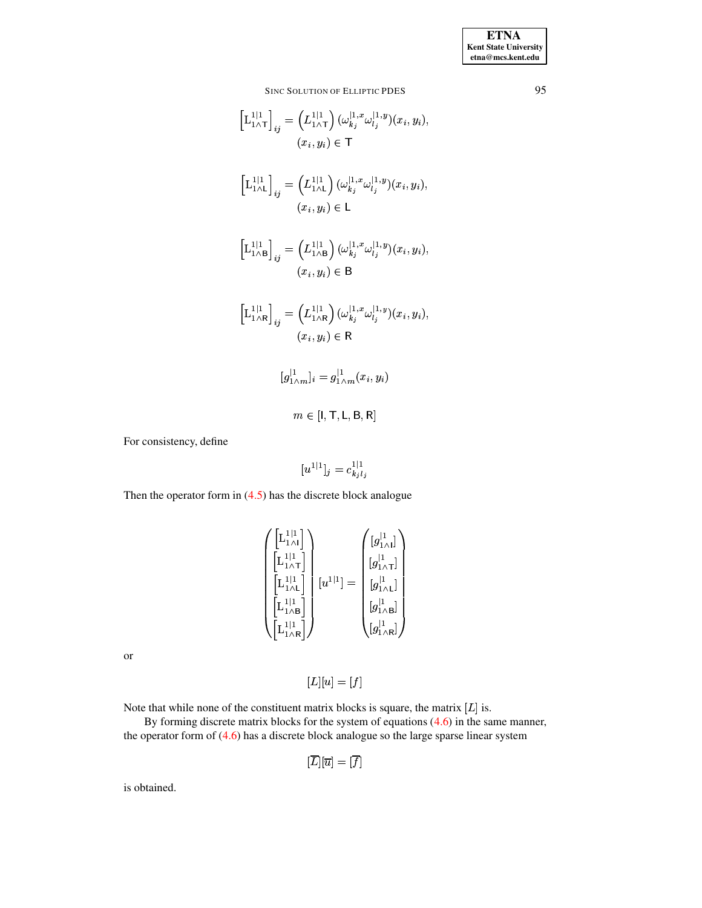$$\left[\mathrm{L}^{1|1}_{1\wedge\mathsf{T}}\right]_{ij} = \left(L^{1|1}_{1\wedge\mathsf{T}}\right)(\omega^{|1,x}_{k_j}\omega^{|1,y}_{l_j})(x_i, y_i),$$
$$(x_i, y_i) \in \mathsf{T}$$

$$\left[\mathrm{L}^{1|1}_{1\wedge\mathsf{L}}\right]_{ij} = \left(L^{1|1}_{1\wedge\mathsf{L}}\right)(\omega^{|1,x}_{k_j}\omega^{|1,y}_{l_j})(x_i, y_i),$$
$$(x_i, y_i) \in \mathsf{L}$$

$$\left[\mathrm{L}^{1|1}_{1\wedge\mathsf{B}}\right]_{ij} = \left(L^{1|1}_{1\wedge\mathsf{B}}\right)(\omega^{|1,x}_{k_j}\omega^{|1,y}_{l_j})(x_i, y_i),$$
$$(x_i, y_i) \in \mathsf{B}$$

$$\left[\mathrm{L}^{1|1}_{1\wedge\mathsf{R}}\right]_{ij} = \left(L^{1|1}_{1\wedge\mathsf{R}}\right)(\omega^{|1,x}_{k_j}\omega^{|1,y}_{l_j})(x_i, y_i),$$
$$(x_i, y_i) \in \mathsf{R}$$

$$[g^{|1}_{1\wedge m}]_i = g^{|1}_{1\wedge m}(x_i, y_i)$$

$$m \in [\mathsf{I}, \mathsf{T}, \mathsf{L}, \mathsf{B}, \mathsf{R}]$$

For consistency, define

$$[u^{1|1}]_j = c^{1|1}_{k_j l_j}$$

Then the operator form in (4.5) has the discrete block analogue

$$\begin{pmatrix} \left[\mathrm{L}^{1|1}_{1\wedge\mathsf{I}}\right] \\ \left[\mathrm{L}^{1|1}_{1\wedge\mathsf{T}}\right] \\ \left[\mathrm{L}^{1|1}_{1\wedge\mathsf{L}}\right] \\ \left[\mathrm{L}^{1|1}_{1\wedge\mathsf{B}}\right] \\ \left[\mathrm{L}^{1|1}_{1\wedge\mathsf{R}}\right] \end{pmatrix} [u^{1|1}] = \begin{pmatrix} [g^{|1}_{1\wedge\mathsf{I}}] \\ [g^{|1}_{1\wedge\mathsf{T}}] \\ [g^{|1}_{1\wedge\mathsf{L}}] \\ [g^{|1}_{1\wedge\mathsf{B}}] \\ [g^{|1}_{1\wedge\mathsf{R}}] \end{pmatrix}$$

or

$$[L][u] = [f]$$

Note that while none of the constituent matrix blocks is square, the matrix $[L]$ is.

By forming discrete matrix blocks for the system of equations (4.6) in the same manner, the operator form of (4.6) has a discrete block analogue so the large sparse linear system

$$[\overline{L}][\overline{u}] = [\overline{f}]$$

is obtained.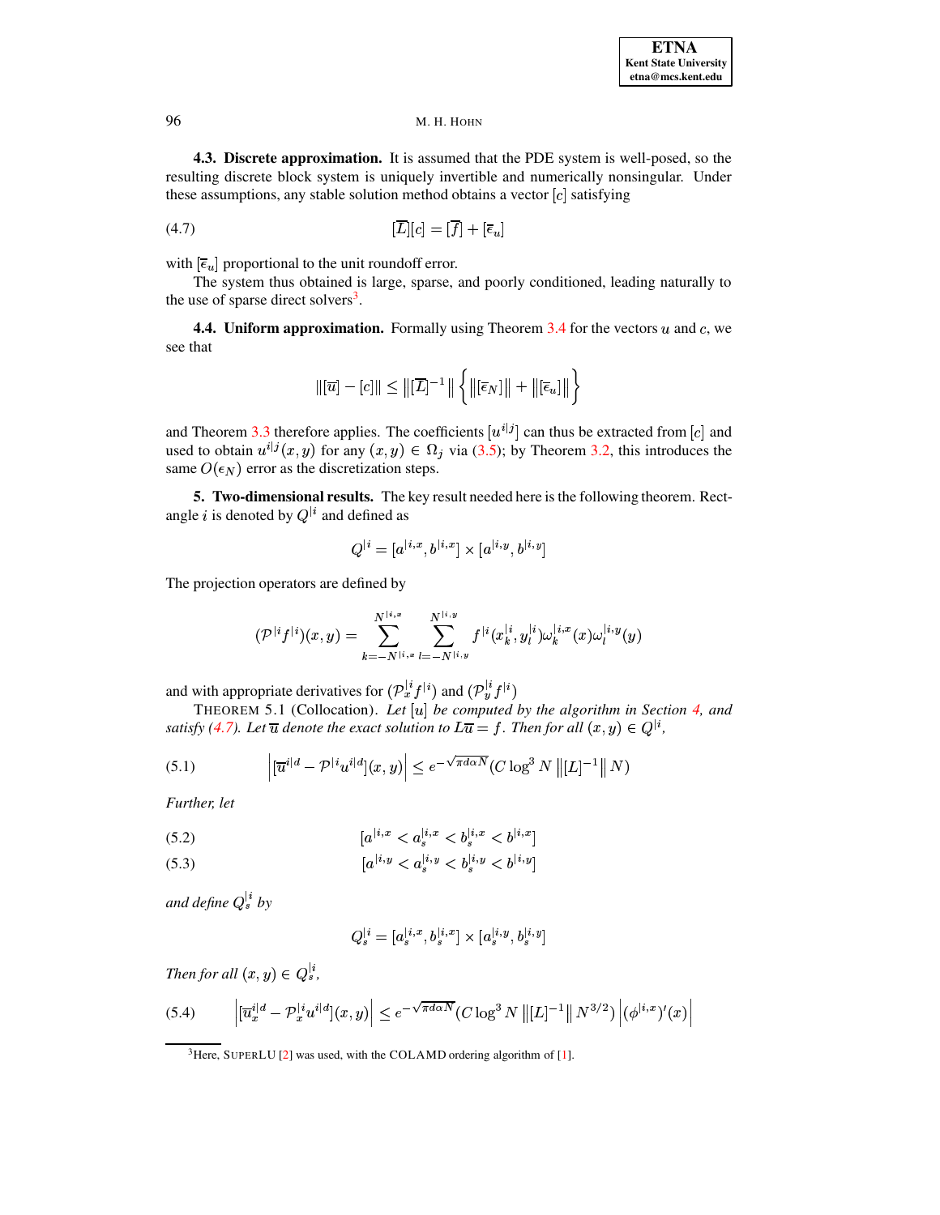**4.3. Discrete approximation.** It is assumed that the PDE system is well-posed, so the resulting discrete block system is uniquely invertible and numerically nonsingular. Under these assumptions, any stable solution method obtains a vector $[c]$ satisfying

$$[\overline{L}][c] = [\overline{f}] + [\overline{\epsilon}_u] \tag{4.7}$$

with $[\overline{\epsilon}_u]$ proportional to the unit roundoff error.

The system thus obtained is large, sparse, and poorly conditioned, leading naturally to the use of sparse direct solvers[3].

**4.4. Uniform approximation.** Formally using Theorem 3.4 for the vectors $u$ and $c$, we see that

$$\|[\overline{u}] - [c]\| \leq \left\|[\overline{L}]^{-1}\right\| \left\{ \left\|[\overline{\epsilon}_N]\right\| + \left\|[\overline{\epsilon}_u]\right\| \right\}$$

and Theorem 3.3 therefore applies. The coefficients $[u^{i|j}]$ can thus be extracted from $[c]$ and used to obtain $u^{i|j}(x, y)$ for any $(x, y) \in \Omega_j$ via (3.5); by Theorem 3.2, this introduces the same $O(\epsilon_N)$ error as the discretization steps.

**5. Two-dimensional results.** The key result needed here is the following theorem. Rectangle $i$ is denoted by $Q^{|i}$ and defined as

$$Q^{|i} = [a^{|i,x}, b^{|i,x}] \times [a^{|i,y}, b^{|i,y}]$$

The projection operators are defined by

$$(\mathcal{P}^{|i} f^{|i})(x, y) = \sum_{k=-N^{|i,x}}^{N^{|i,x}} \sum_{l=-N^{|i,y}}^{N^{|i,y}} f^{|i}(x_k^{|i}, y_l^{|i}) \omega_k^{|i,x}(x) \omega_l^{|i,y}(y)$$

and with appropriate derivatives for $(\mathcal{P}_x^{|i} f^{|i})$ and $(\mathcal{P}_y^{|i} f^{|i})$

THEOREM 5.1 (Collocation). *Let $[u]$ be computed by the algorithm in Section 4, and satisfy (4.7). Let $\overline{u}$ denote the exact solution to $L\overline{u} = f$. Then for all $(x, y) \in Q^{|i}$,*

$$\left|[\overline{u}^{i|d} - \mathcal{P}^{|i} u^{i|d}](x, y)\right| \leq e^{-\sqrt{\pi d \alpha N}} (C \log^3 N \left\|[L]^{-1}\right\| N) \tag{5.1}$$

*Further, let*

$$[a^{|i,x} < a_s^{|i,x} < b_s^{|i,x} < b^{|i,x}] \tag{5.2}$$

$$[a^{|i,y} < a_s^{|i,y} < b_s^{|i,y} < b^{|i,y}] \tag{5.3}$$

*and define $Q_s^{|i}$ by*

$$Q_s^{|i} = [a_s^{|i,x}, b_s^{|i,x}] \times [a_s^{|i,y}, b_s^{|i,y}]$$

*Then for all $(x, y) \in Q_s^{|i}$,*

$$\left|[\overline{u}_x^{i|d} - \mathcal{P}_x^{|i} u^{i|d}](x, y)\right| \leq e^{-\sqrt{\pi d \alpha N}} (C \log^3 N \left\|[L]^{-1}\right\| N^{3/2}) \left|(\phi^{|i,x})'(x)\right| \tag{5.4}$$

---

[3]Here, SUPERLU [2] was used, with the COLAMD ordering algorithm of [1].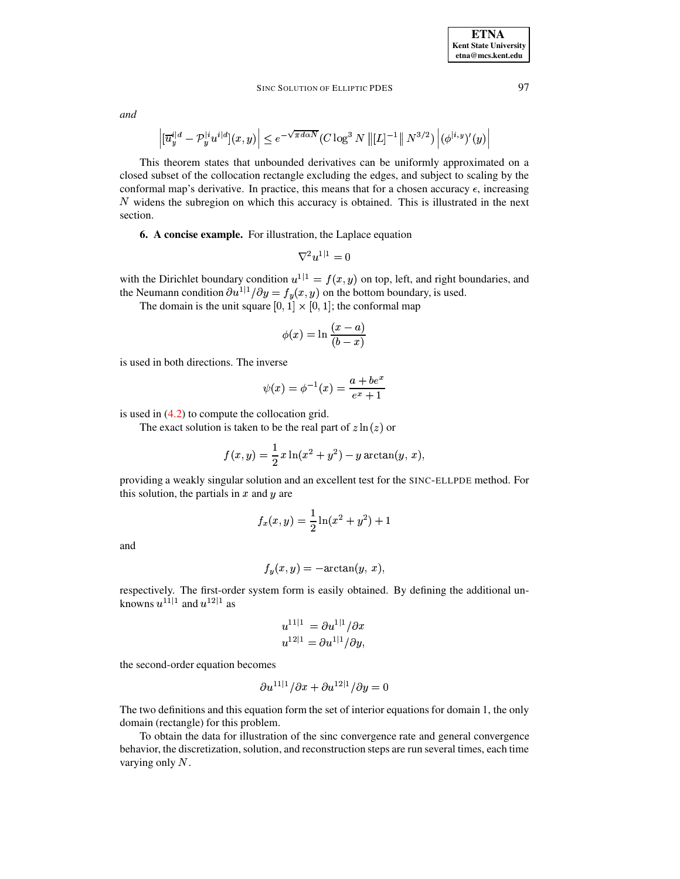*and*

$$\left|[\overline{u}_y^{i|d} - \mathcal{P}_y^{|i} u^{i|d}](x,y)\right| \leq e^{-\sqrt{\pi d \alpha N}} (C \log^3 N \left\|[L]^{-1}\right\| N^{3/2}) \left|(\phi^{|i,y})'(y)\right|$$

This theorem states that unbounded derivatives can be uniformly approximated on a closed subset of the collocation rectangle excluding the edges, and subject to scaling by the conformal map's derivative. In practice, this means that for a chosen accuracy $\epsilon$, increasing $N$ widens the subregion on which this accuracy is obtained. This is illustrated in the next section.

**6. A concise example.** For illustration, the Laplace equation

$$\nabla^2 u^{1|1} = 0$$

with the Dirichlet boundary condition $u^{1|1} = f(x,y)$ on top, left, and right boundaries, and the Neumann condition $\partial u^{1|1}/\partial y = f_y(x,y)$ on the bottom boundary, is used.

The domain is the unit square $[0,1] \times [0,1]$; the conformal map

$$\phi(x) = \ln \frac{(x-a)}{(b-x)}$$

is used in both directions. The inverse

$$\psi(x) = \phi^{-1}(x) = \frac{a + be^x}{e^x + 1}$$

is used in (4.2) to compute the collocation grid.

The exact solution is taken to be the real part of $z\ln(z)$ or

$$f(x,y) = \frac{1}{2} x \ln(x^2 + y^2) - y \arctan(y,\, x),$$

providing a weakly singular solution and an excellent test for the SINC-ELLPDE method. For this solution, the partials in $x$ and $y$ are

$$f_x(x,y) = \frac{1}{2} \ln(x^2 + y^2) + 1$$

and

$$f_y(x,y) = -\arctan(y,\, x),$$

respectively. The first-order system form is easily obtained. By defining the additional unknowns $u^{11|1}$ and $u^{12|1}$ as

$$u^{11|1} = \partial u^{1|1}/\partial x$$
$$u^{12|1} = \partial u^{1|1}/\partial y,$$

the second-order equation becomes

$$\partial u^{11|1}/\partial x + \partial u^{12|1}/\partial y = 0$$

The two definitions and this equation form the set of interior equations for domain 1, the only domain (rectangle) for this problem.

To obtain the data for illustration of the sinc convergence rate and general convergence behavior, the discretization, solution, and reconstruction steps are run several times, each time varying only $N$.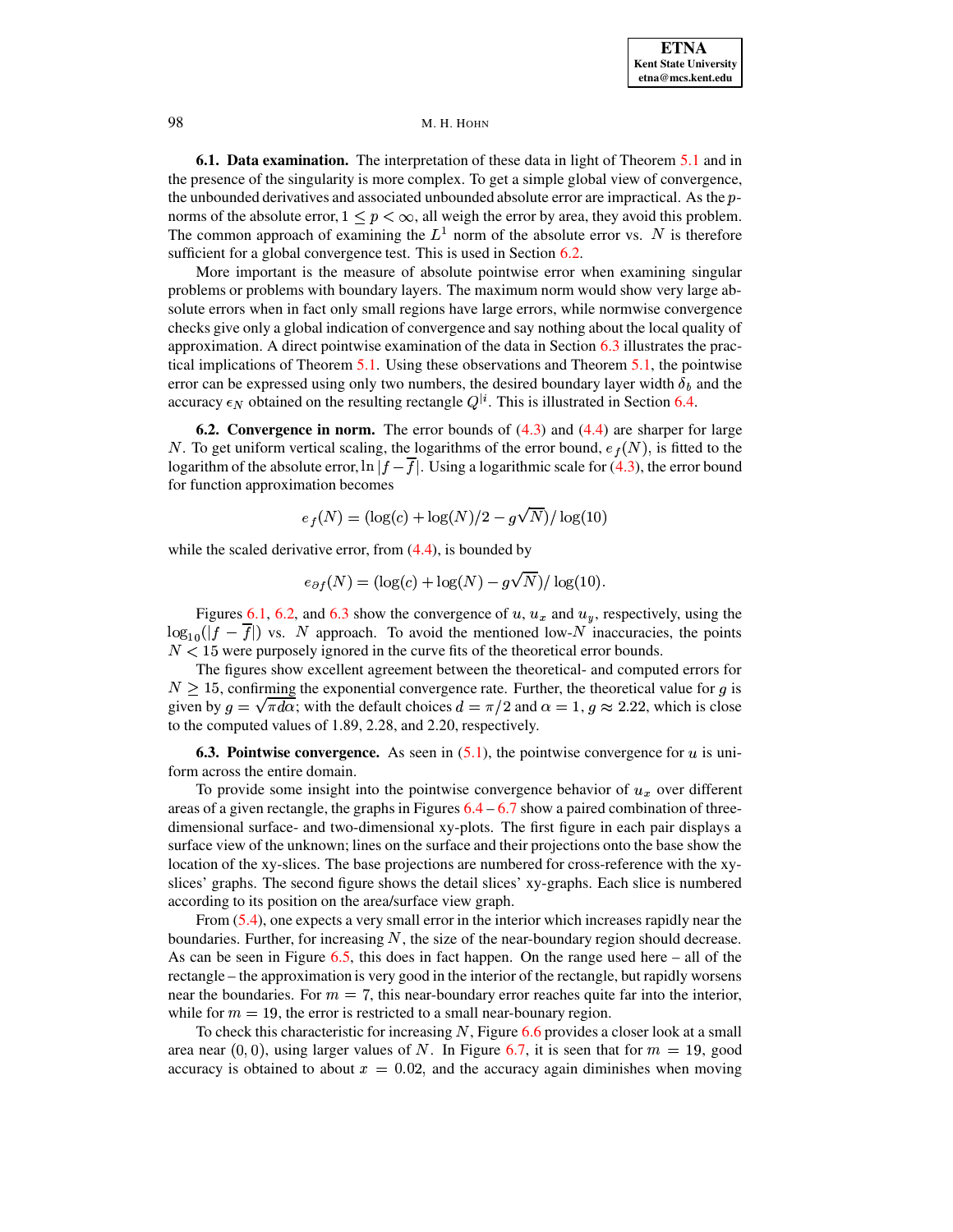**6.1. Data examination.** The interpretation of these data in light of Theorem 5.1 and in the presence of the singularity is more complex. To get a simple global view of convergence, the unbounded derivatives and associated unbounded absolute error are impractical. As the $p$-norms of the absolute error, $1 \leq p < \infty$, all weigh the error by area, they avoid this problem. The common approach of examining the $L^1$ norm of the absolute error vs. $N$ is therefore sufficient for a global convergence test. This is used in Section 6.2.

More important is the measure of absolute pointwise error when examining singular problems or problems with boundary layers. The maximum norm would show very large absolute errors when in fact only small regions have large errors, while normwise convergence checks give only a global indication of convergence and say nothing about the local quality of approximation. A direct pointwise examination of the data in Section 6.3 illustrates the practical implications of Theorem 5.1. Using these observations and Theorem 5.1, the pointwise error can be expressed using only two numbers, the desired boundary layer width $\delta_b$ and the accuracy $\epsilon_N$ obtained on the resulting rectangle $Q^{|i}$. This is illustrated in Section 6.4.

**6.2. Convergence in norm.** The error bounds of (4.3) and (4.4) are sharper for large $N$. To get uniform vertical scaling, the logarithms of the error bound, $e_f(N)$, is fitted to the logarithm of the absolute error, $\ln |f - \overline{f}|$. Using a logarithmic scale for (4.3), the error bound for function approximation becomes

$$e_f(N) = (\log(c) + \log(N)/2 - g\sqrt{N})/\log(10)$$

while the scaled derivative error, from (4.4), is bounded by

$$e_{\partial f}(N) = (\log(c) + \log(N) - g\sqrt{N})/\log(10).$$

Figures 6.1, 6.2, and 6.3 show the convergence of $u$, $u_x$ and $u_y$, respectively, using the $\log_{10}(|f - \overline{f}|)$ vs. $N$ approach. To avoid the mentioned low-$N$ inaccuracies, the points $N < 15$ were purposely ignored in the curve fits of the theoretical error bounds.

The figures show excellent agreement between the theoretical- and computed errors for $N \geq 15$, confirming the exponential convergence rate. Further, the theoretical value for $g$ is given by $g = \sqrt{\pi d \alpha}$; with the default choices $d = \pi/2$ and $\alpha = 1$, $g \approx 2.22$, which is close to the computed values of 1.89, 2.28, and 2.20, respectively.

**6.3. Pointwise convergence.** As seen in (5.1), the pointwise convergence for $u$ is uniform across the entire domain.

To provide some insight into the pointwise convergence behavior of $u_x$ over different areas of a given rectangle, the graphs in Figures 6.4 – 6.7 show a paired combination of three-dimensional surface- and two-dimensional xy-plots. The first figure in each pair displays a surface view of the unknown; lines on the surface and their projections onto the base show the location of the xy-slices. The base projections are numbered for cross-reference with the xy-slices' graphs. The second figure shows the detail slices' xy-graphs. Each slice is numbered according to its position on the area/surface view graph.

From (5.4), one expects a very small error in the interior which increases rapidly near the boundaries. Further, for increasing $N$, the size of the near-boundary region should decrease. As can be seen in Figure 6.5, this does in fact happen. On the range used here – all of the rectangle – the approximation is very good in the interior of the rectangle, but rapidly worsens near the boundaries. For $m = 7$, this near-boundary error reaches quite far into the interior, while for $m = 19$, the error is restricted to a small near-bounary region.

To check this characteristic for increasing $N$, Figure 6.6 provides a closer look at a small area near $(0, 0)$, using larger values of $N$. In Figure 6.7, it is seen that for $m = 19$, good accuracy is obtained to about $x = 0.02$, and the accuracy again diminishes when moving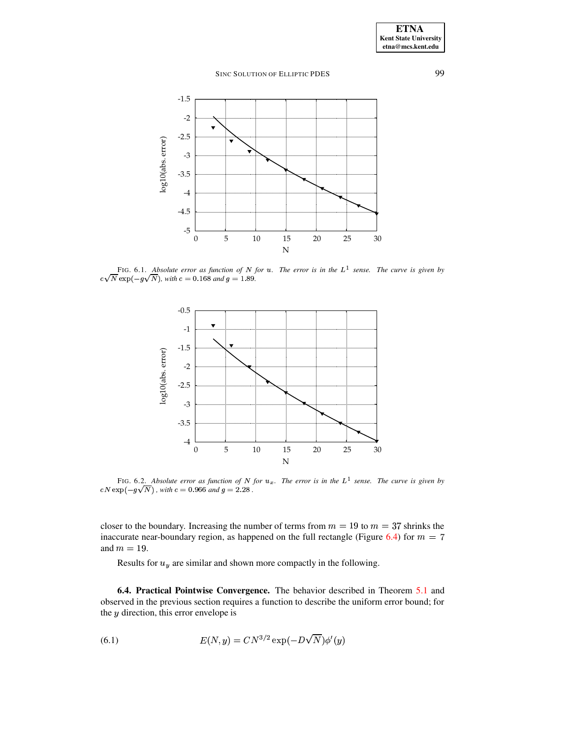FIG. 6.1. *Absolute error as function of $N$ for $u$. The error is in the $L^1$ sense. The curve is given by $c\sqrt{N}\exp(-g\sqrt{N})$, with $c = 0.168$ and $g = 1.89$.*

FIG. 6.2. *Absolute error as function of $N$ for $u_x$. The error is in the $L^1$ sense. The curve is given by $cN\exp(-g\sqrt{N})$, with $c = 0.966$ and $g = 2.28$.*

closer to the boundary. Increasing the number of terms from $m = 19$ to $m = 37$ shrinks the inaccurate near-boundary region, as happened on the full rectangle (Figure 6.4) for $m = 7$ and $m = 19$.

Results for $u_y$ are similar and shown more compactly in the following.

**6.4. Practical Pointwise Convergence.** The behavior described in Theorem 5.1 and observed in the previous section requires a function to describe the uniform error bound; for the $y$ direction, this error envelope is

$$E(N, y) = CN^{3/2}\exp(-D\sqrt{N})\phi'(y) \tag{6.1}$$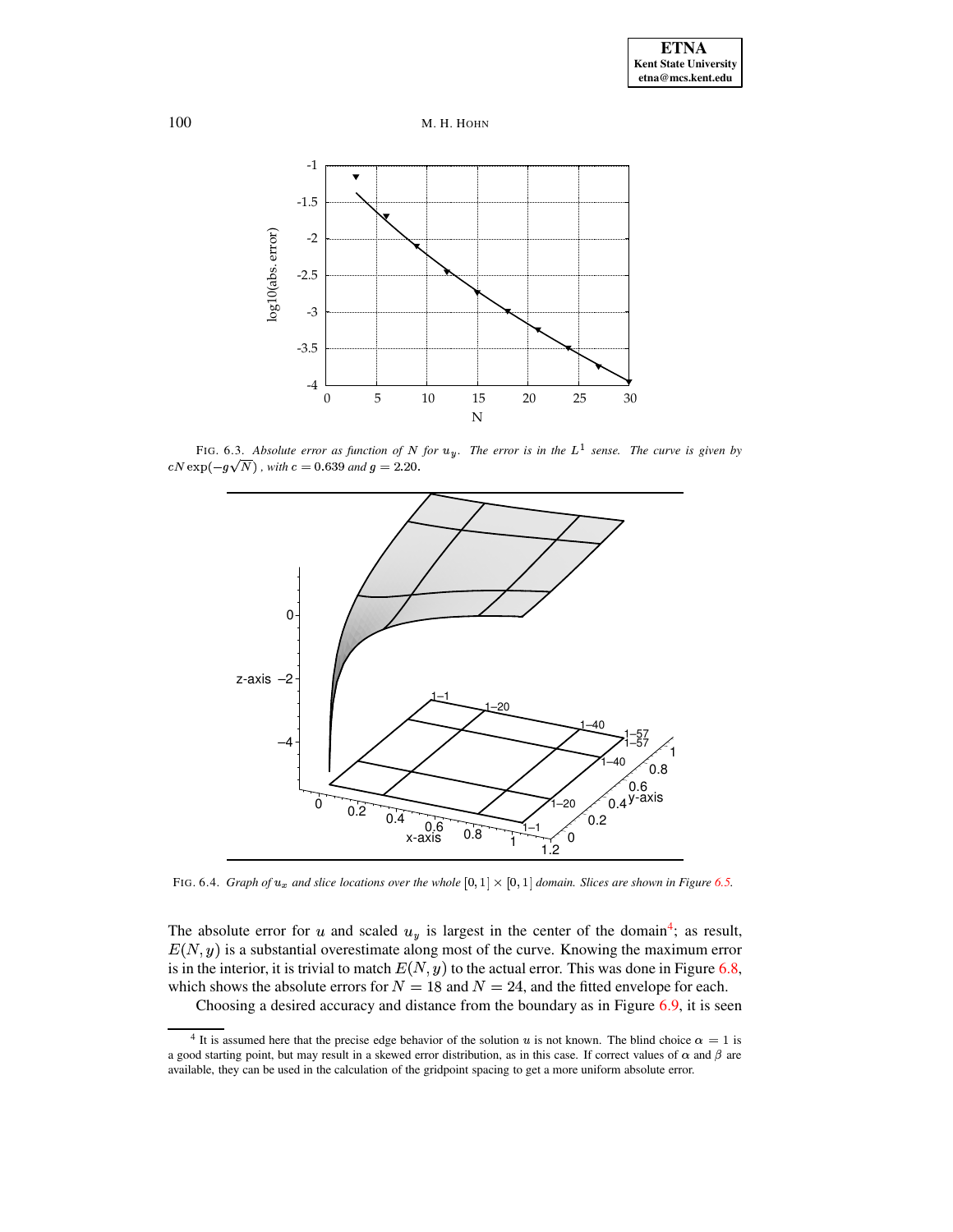FIG. 6.3. *Absolute error as function of $N$ for $u_y$. The error is in the $L^1$ sense. The curve is given by $cN\exp(-g\sqrt{N})$, with $c = 0.639$ and $g = 2.20$.*

FIG. 6.4. *Graph of $u_x$ and slice locations over the whole $[0,1] \times [0,1]$ domain. Slices are shown in Figure 6.5.*

The absolute error for $u$ and scaled $u_y$ is largest in the center of the domain[4]; as result, $E(N,y)$ is a substantial overestimate along most of the curve. Knowing the maximum error is in the interior, it is trivial to match $E(N,y)$ to the actual error. This was done in Figure 6.8, which shows the absolute errors for $N = 18$ and $N = 24$, and the fitted envelope for each.

Choosing a desired accuracy and distance from the boundary as in Figure 6.9, it is seen

[4] It is assumed here that the precise edge behavior of the solution $u$ is not known. The blind choice $\alpha = 1$ is a good starting point, but may result in a skewed error distribution, as in this case. If correct values of $\alpha$ and $\beta$ are available, they can be used in the calculation of the gridpoint spacing to get a more uniform absolute error.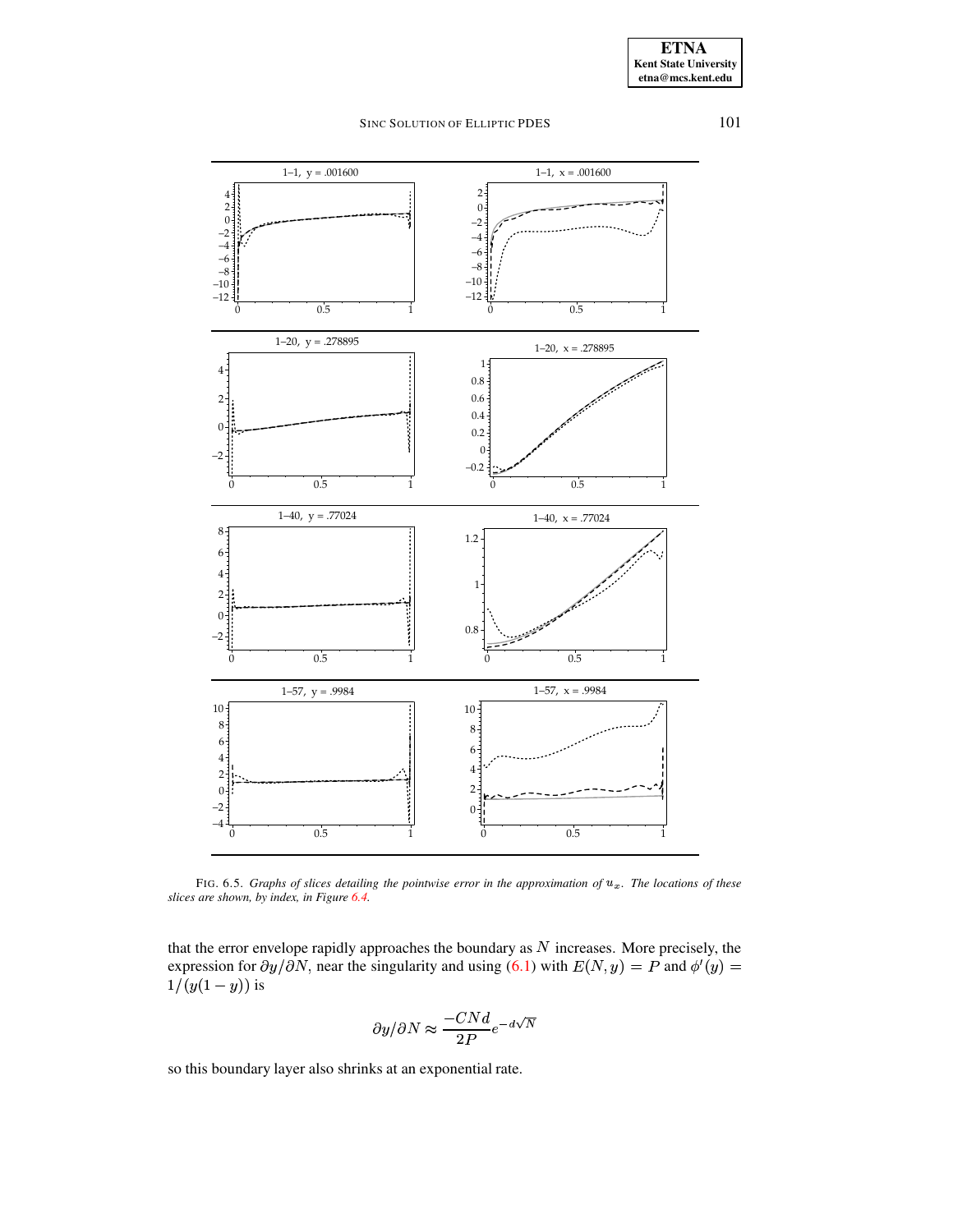FIG. 6.5. *Graphs of slices detailing the pointwise error in the approximation of $u_x$. The locations of these slices are shown, by index, in Figure 6.4.*

that the error envelope rapidly approaches the boundary as $N$ increases. More precisely, the expression for $\partial y/\partial N$, near the singularity and using (6.1) with $E(N, y) = P$ and $\phi'(y) = 1/(y(1-y))$ is

$$\partial y/\partial N \approx \frac{-CNd}{2P} e^{-d\sqrt{N}}$$

so this boundary layer also shrinks at an exponential rate.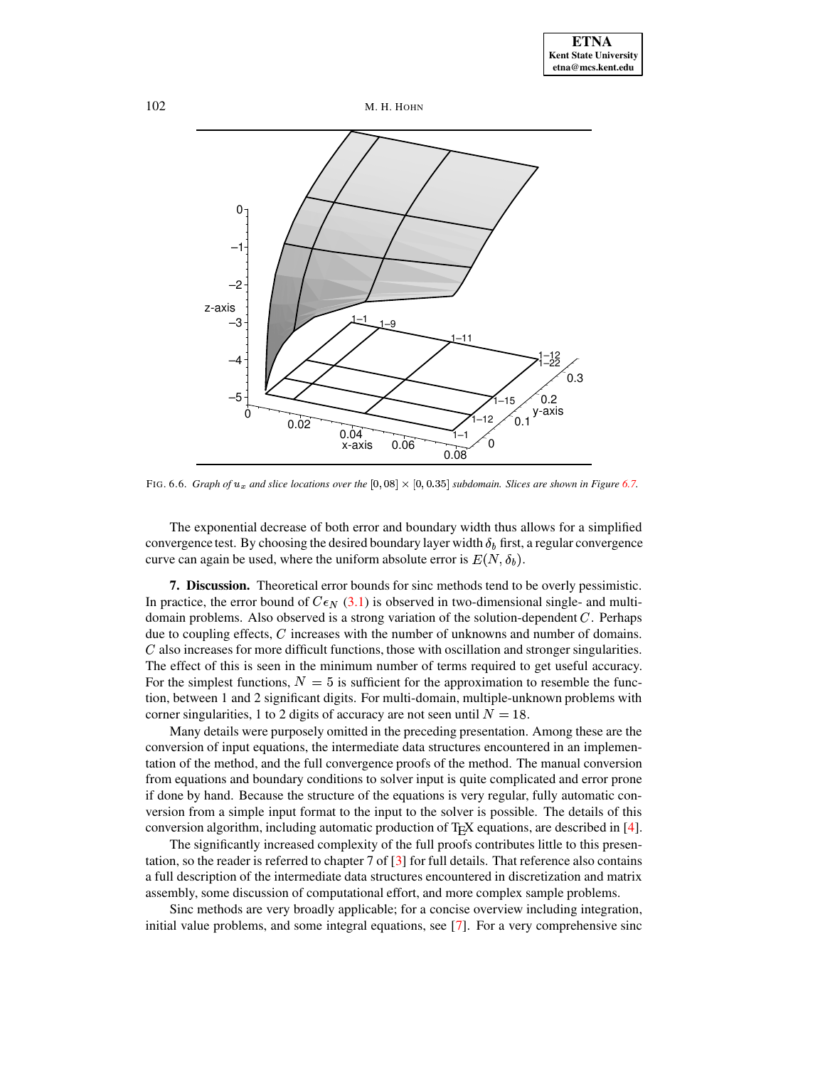FIG. 6.6. *Graph of $u_x$ and slice locations over the $[0, 08] \times [0, 0.35]$ subdomain. Slices are shown in Figure 6.7.*

The exponential decrease of both error and boundary width thus allows for a simplified convergence test. By choosing the desired boundary layer width $\delta_b$ first, a regular convergence curve can again be used, where the uniform absolute error is $E(N, \delta_b)$.

**7. Discussion.** Theoretical error bounds for sinc methods tend to be overly pessimistic. In practice, the error bound of $C\epsilon_N$ (3.1) is observed in two-dimensional single- and multi-domain problems. Also observed is a strong variation of the solution-dependent $C$. Perhaps due to coupling effects, $C$ increases with the number of unknowns and number of domains. $C$ also increases for more difficult functions, those with oscillation and stronger singularities. The effect of this is seen in the minimum number of terms required to get useful accuracy. For the simplest functions, $N = 5$ is sufficient for the approximation to resemble the function, between 1 and 2 significant digits. For multi-domain, multiple-unknown problems with corner singularities, 1 to 2 digits of accuracy are not seen until $N = 18$.

Many details were purposely omitted in the preceding presentation. Among these are the conversion of input equations, the intermediate data structures encountered in an implementation of the method, and the full convergence proofs of the method. The manual conversion from equations and boundary conditions to solver input is quite complicated and error prone if done by hand. Because the structure of the equations is very regular, fully automatic conversion from a simple input format to the input to the solver is possible. The details of this conversion algorithm, including automatic production of TEX equations, are described in [4].

The significantly increased complexity of the full proofs contributes little to this presentation, so the reader is referred to chapter 7 of [3] for full details. That reference also contains a full description of the intermediate data structures encountered in discretization and matrix assembly, some discussion of computational effort, and more complex sample problems.

Sinc methods are very broadly applicable; for a concise overview including integration, initial value problems, and some integral equations, see [7]. For a very comprehensive sinc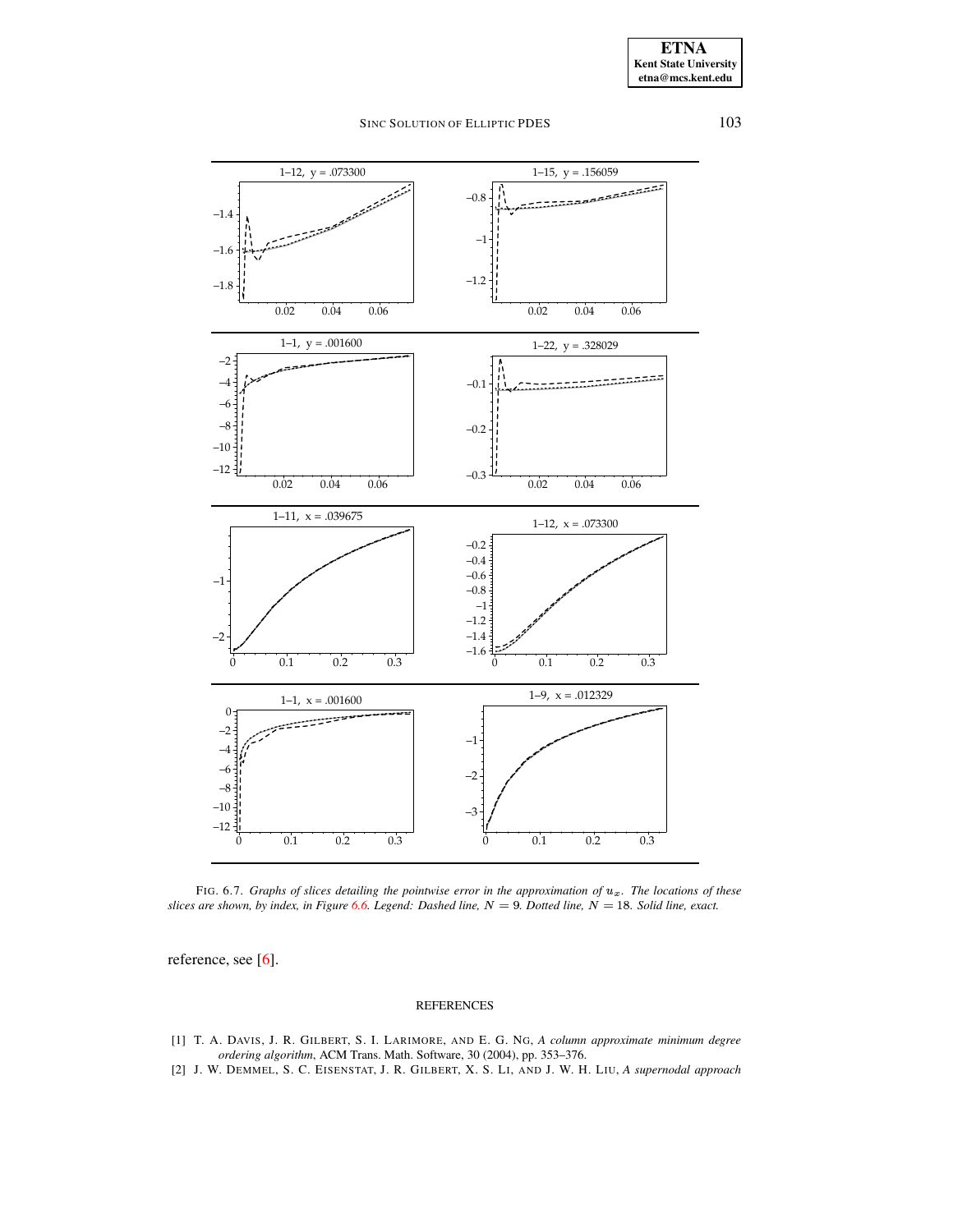FIG. 6.7. *Graphs of slices detailing the pointwise error in the approximation of $u_x$. The locations of these slices are shown, by index, in Figure 6.6. Legend: Dashed line, $N = 9$. Dotted line, $N = 18$. Solid line, exact.*

reference, see [6].

## REFERENCES

[1] T. A. DAVIS, J. R. GILBERT, S. I. LARIMORE, AND E. G. NG, *A column approximate minimum degree ordering algorithm*, ACM Trans. Math. Software, 30 (2004), pp. 353–376.

[2] J. W. DEMMEL, S. C. EISENSTAT, J. R. GILBERT, X. S. LI, AND J. W. H. LIU, *A supernodal approach*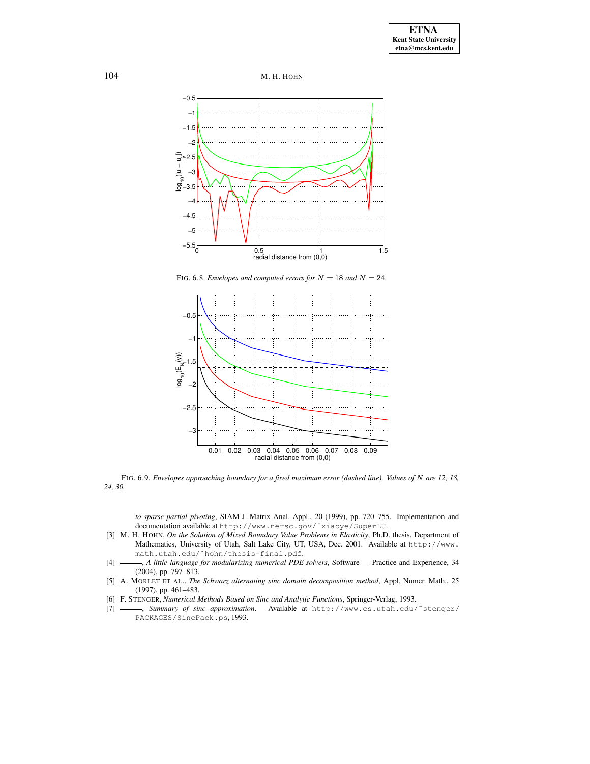−0.5
−1
−1.5
−2
−2.5
−3
−3.5
−4
−4.5
−5
−5.5

0
0.5
1
1.5

radial distance from (0,0)

$\log_{10}(|u - u_N|)$

FIG. 6.8. *Envelopes and computed errors for $N = 18$ and $N = 24$.*

−0.5
−1
−1.5
−2
−2.5
−3

0.01
0.02
0.03
0.04
0.05
0.06
0.07
0.08
0.09

radial distance from (0,0)

$\log_{10}(E_N(y))$

FIG. 6.9. *Envelopes approaching boundary for a fixed maximum error (dashed line). Values of N are 12, 18, 24, 30.*

*to sparse partial pivoting*, SIAM J. Matrix Anal. Appl., 20 (1999), pp. 720–755. Implementation and documentation available at http://www.nersc.gov/~xiaoye/SuperLU.

[3] M. H. HOHN, *On the Solution of Mixed Boundary Value Problems in Elasticity*, Ph.D. thesis, Department of Mathematics, University of Utah, Salt Lake City, UT, USA, Dec. 2001. Available at http://www.math.utah.edu/~hohn/thesis-final.pdf.

[4] ———, *A little language for modularizing numerical PDE solvers*, Software — Practice and Experience, 34 (2004), pp. 797–813.

[5] A. MORLET ET AL., *The Schwarz alternating sinc domain decomposition method*, Appl. Numer. Math., 25 (1997), pp. 461–483.

[6] F. STENGER, *Numerical Methods Based on Sinc and Analytic Functions*, Springer-Verlag, 1993.

[7] ———, *Summary of sinc approximation*. Available at http://www.cs.utah.edu/~stenger/PACKAGES/SincPack.ps, 1993.